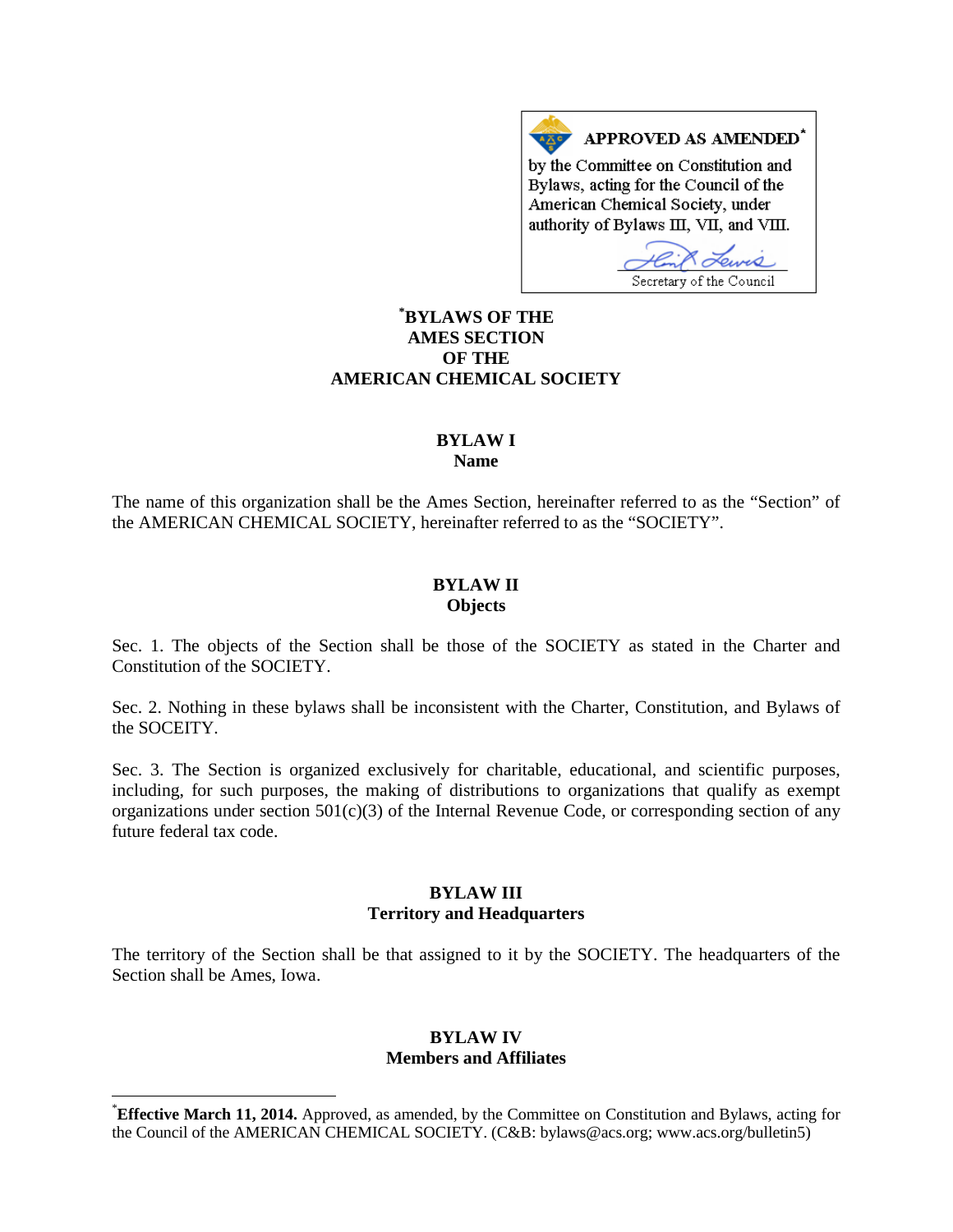**APPROVED AS AMENDED***

by the Committee on Constitution and Bylaws, acting for the Council of the American Chemical Society, under authority of Bylaws III, VII, and VIII.

Secretary of the Council

# *BYLAWS OF THE AMES SECTION OF THE AMERICAN CHEMICAL SOCIETY

## BYLAW I
## Name

The name of this organization shall be the Ames Section, hereinafter referred to as the "Section" of the AMERICAN CHEMICAL SOCIETY, hereinafter referred to as the "SOCIETY".

## BYLAW II
## Objects

Sec. 1. The objects of the Section shall be those of the SOCIETY as stated in the Charter and Constitution of the SOCIETY.

Sec. 2. Nothing in these bylaws shall be inconsistent with the Charter, Constitution, and Bylaws of the SOCEITY.

Sec. 3. The Section is organized exclusively for charitable, educational, and scientific purposes, including, for such purposes, the making of distributions to organizations that qualify as exempt organizations under section 501(c)(3) of the Internal Revenue Code, or corresponding section of any future federal tax code.

## BYLAW III
## Territory and Headquarters

The territory of the Section shall be that assigned to it by the SOCIETY. The headquarters of the Section shall be Ames, Iowa.

## BYLAW IV
## Members and Affiliates

---

***Effective March 11, 2014.** Approved, as amended, by the Committee on Constitution and Bylaws, acting for the Council of the AMERICAN CHEMICAL SOCIETY. (C&B: bylaws@acs.org; www.acs.org/bulletin5)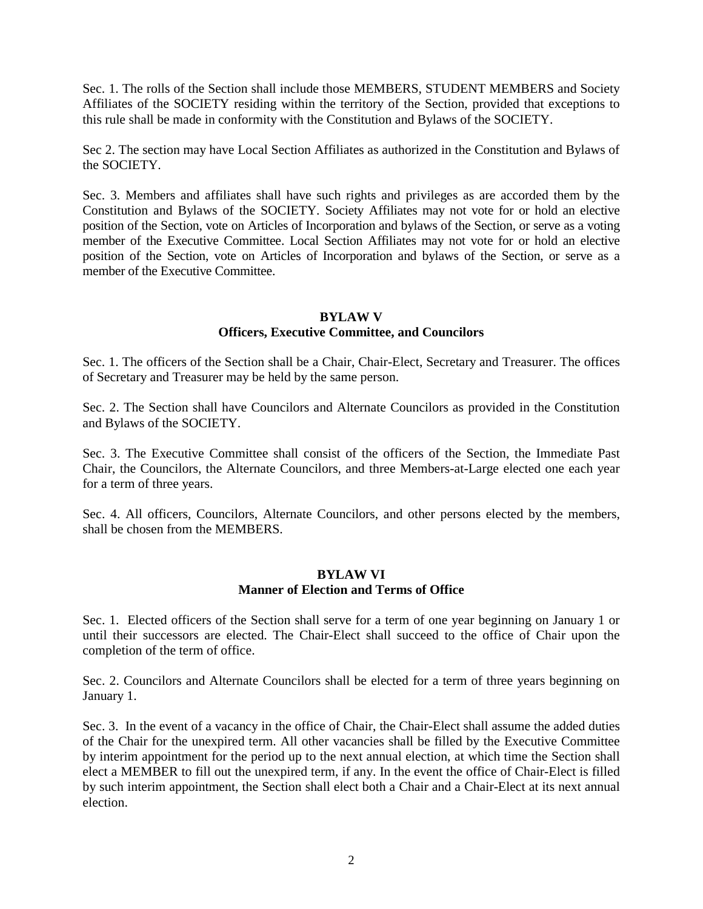Sec. 1. The rolls of the Section shall include those MEMBERS, STUDENT MEMBERS and Society Affiliates of the SOCIETY residing within the territory of the Section, provided that exceptions to this rule shall be made in conformity with the Constitution and Bylaws of the SOCIETY.

Sec 2. The section may have Local Section Affiliates as authorized in the Constitution and Bylaws of the SOCIETY.

Sec. 3. Members and affiliates shall have such rights and privileges as are accorded them by the Constitution and Bylaws of the SOCIETY. Society Affiliates may not vote for or hold an elective position of the Section, vote on Articles of Incorporation and bylaws of the Section, or serve as a voting member of the Executive Committee. Local Section Affiliates may not vote for or hold an elective position of the Section, vote on Articles of Incorporation and bylaws of the Section, or serve as a member of the Executive Committee.

## BYLAW V
## Officers, Executive Committee, and Councilors

Sec. 1. The officers of the Section shall be a Chair, Chair-Elect, Secretary and Treasurer. The offices of Secretary and Treasurer may be held by the same person.

Sec. 2. The Section shall have Councilors and Alternate Councilors as provided in the Constitution and Bylaws of the SOCIETY.

Sec. 3. The Executive Committee shall consist of the officers of the Section, the Immediate Past Chair, the Councilors, the Alternate Councilors, and three Members-at-Large elected one each year for a term of three years.

Sec. 4. All officers, Councilors, Alternate Councilors, and other persons elected by the members, shall be chosen from the MEMBERS.

## BYLAW VI
## Manner of Election and Terms of Office

Sec. 1. Elected officers of the Section shall serve for a term of one year beginning on January 1 or until their successors are elected. The Chair-Elect shall succeed to the office of Chair upon the completion of the term of office.

Sec. 2. Councilors and Alternate Councilors shall be elected for a term of three years beginning on January 1.

Sec. 3. In the event of a vacancy in the office of Chair, the Chair-Elect shall assume the added duties of the Chair for the unexpired term. All other vacancies shall be filled by the Executive Committee by interim appointment for the period up to the next annual election, at which time the Section shall elect a MEMBER to fill out the unexpired term, if any. In the event the office of Chair-Elect is filled by such interim appointment, the Section shall elect both a Chair and a Chair-Elect at its next annual election.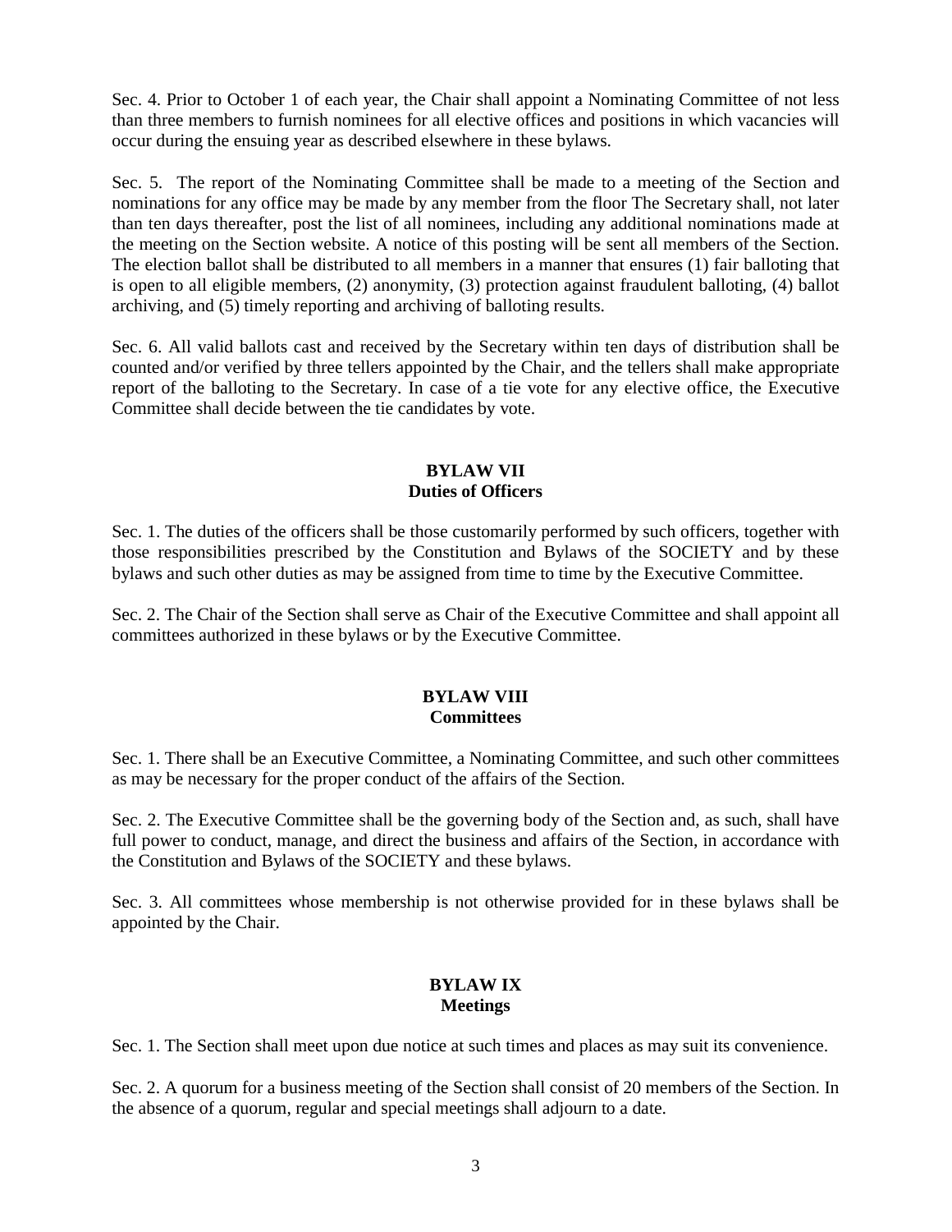Sec. 4. Prior to October 1 of each year, the Chair shall appoint a Nominating Committee of not less than three members to furnish nominees for all elective offices and positions in which vacancies will occur during the ensuing year as described elsewhere in these bylaws.

Sec. 5. The report of the Nominating Committee shall be made to a meeting of the Section and nominations for any office may be made by any member from the floor The Secretary shall, not later than ten days thereafter, post the list of all nominees, including any additional nominations made at the meeting on the Section website. A notice of this posting will be sent all members of the Section. The election ballot shall be distributed to all members in a manner that ensures (1) fair balloting that is open to all eligible members, (2) anonymity, (3) protection against fraudulent balloting, (4) ballot archiving, and (5) timely reporting and archiving of balloting results.

Sec. 6. All valid ballots cast and received by the Secretary within ten days of distribution shall be counted and/or verified by three tellers appointed by the Chair, and the tellers shall make appropriate report of the balloting to the Secretary. In case of a tie vote for any elective office, the Executive Committee shall decide between the tie candidates by vote.

## BYLAW VII
## Duties of Officers

Sec. 1. The duties of the officers shall be those customarily performed by such officers, together with those responsibilities prescribed by the Constitution and Bylaws of the SOCIETY and by these bylaws and such other duties as may be assigned from time to time by the Executive Committee.

Sec. 2. The Chair of the Section shall serve as Chair of the Executive Committee and shall appoint all committees authorized in these bylaws or by the Executive Committee.

## BYLAW VIII
## Committees

Sec. 1. There shall be an Executive Committee, a Nominating Committee, and such other committees as may be necessary for the proper conduct of the affairs of the Section.

Sec. 2. The Executive Committee shall be the governing body of the Section and, as such, shall have full power to conduct, manage, and direct the business and affairs of the Section, in accordance with the Constitution and Bylaws of the SOCIETY and these bylaws.

Sec. 3. All committees whose membership is not otherwise provided for in these bylaws shall be appointed by the Chair.

## BYLAW IX
## Meetings

Sec. 1. The Section shall meet upon due notice at such times and places as may suit its convenience.

Sec. 2. A quorum for a business meeting of the Section shall consist of 20 members of the Section. In the absence of a quorum, regular and special meetings shall adjourn to a date.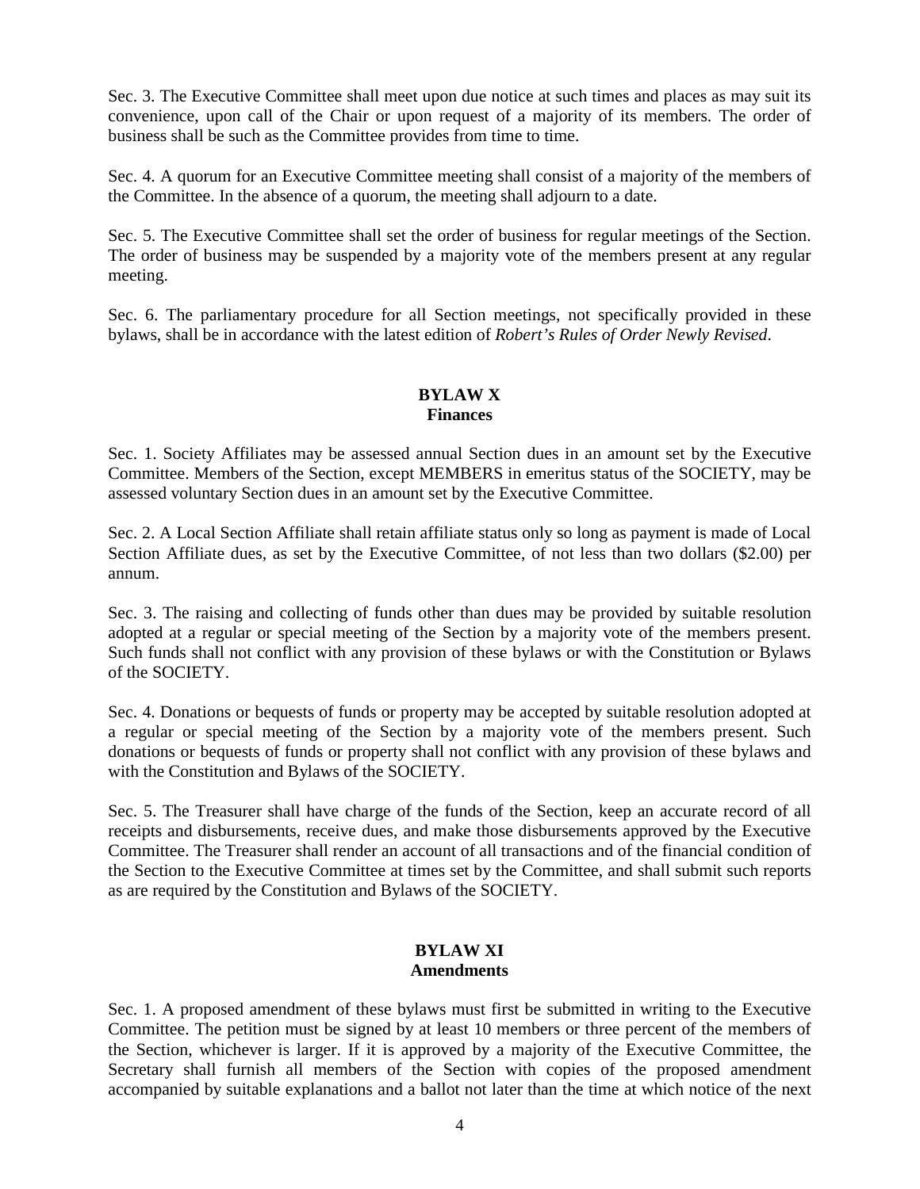Sec. 3. The Executive Committee shall meet upon due notice at such times and places as may suit its convenience, upon call of the Chair or upon request of a majority of its members. The order of business shall be such as the Committee provides from time to time.

Sec. 4. A quorum for an Executive Committee meeting shall consist of a majority of the members of the Committee. In the absence of a quorum, the meeting shall adjourn to a date.

Sec. 5. The Executive Committee shall set the order of business for regular meetings of the Section. The order of business may be suspended by a majority vote of the members present at any regular meeting.

Sec. 6. The parliamentary procedure for all Section meetings, not specifically provided in these bylaws, shall be in accordance with the latest edition of *Robert's Rules of Order Newly Revised*.

## BYLAW X
## Finances

Sec. 1. Society Affiliates may be assessed annual Section dues in an amount set by the Executive Committee. Members of the Section, except MEMBERS in emeritus status of the SOCIETY, may be assessed voluntary Section dues in an amount set by the Executive Committee.

Sec. 2. A Local Section Affiliate shall retain affiliate status only so long as payment is made of Local Section Affiliate dues, as set by the Executive Committee, of not less than two dollars ($2.00) per annum.

Sec. 3. The raising and collecting of funds other than dues may be provided by suitable resolution adopted at a regular or special meeting of the Section by a majority vote of the members present. Such funds shall not conflict with any provision of these bylaws or with the Constitution or Bylaws of the SOCIETY.

Sec. 4. Donations or bequests of funds or property may be accepted by suitable resolution adopted at a regular or special meeting of the Section by a majority vote of the members present. Such donations or bequests of funds or property shall not conflict with any provision of these bylaws and with the Constitution and Bylaws of the SOCIETY.

Sec. 5. The Treasurer shall have charge of the funds of the Section, keep an accurate record of all receipts and disbursements, receive dues, and make those disbursements approved by the Executive Committee. The Treasurer shall render an account of all transactions and of the financial condition of the Section to the Executive Committee at times set by the Committee, and shall submit such reports as are required by the Constitution and Bylaws of the SOCIETY.

## BYLAW XI
## Amendments

Sec. 1. A proposed amendment of these bylaws must first be submitted in writing to the Executive Committee. The petition must be signed by at least 10 members or three percent of the members of the Section, whichever is larger. If it is approved by a majority of the Executive Committee, the Secretary shall furnish all members of the Section with copies of the proposed amendment accompanied by suitable explanations and a ballot not later than the time at which notice of the next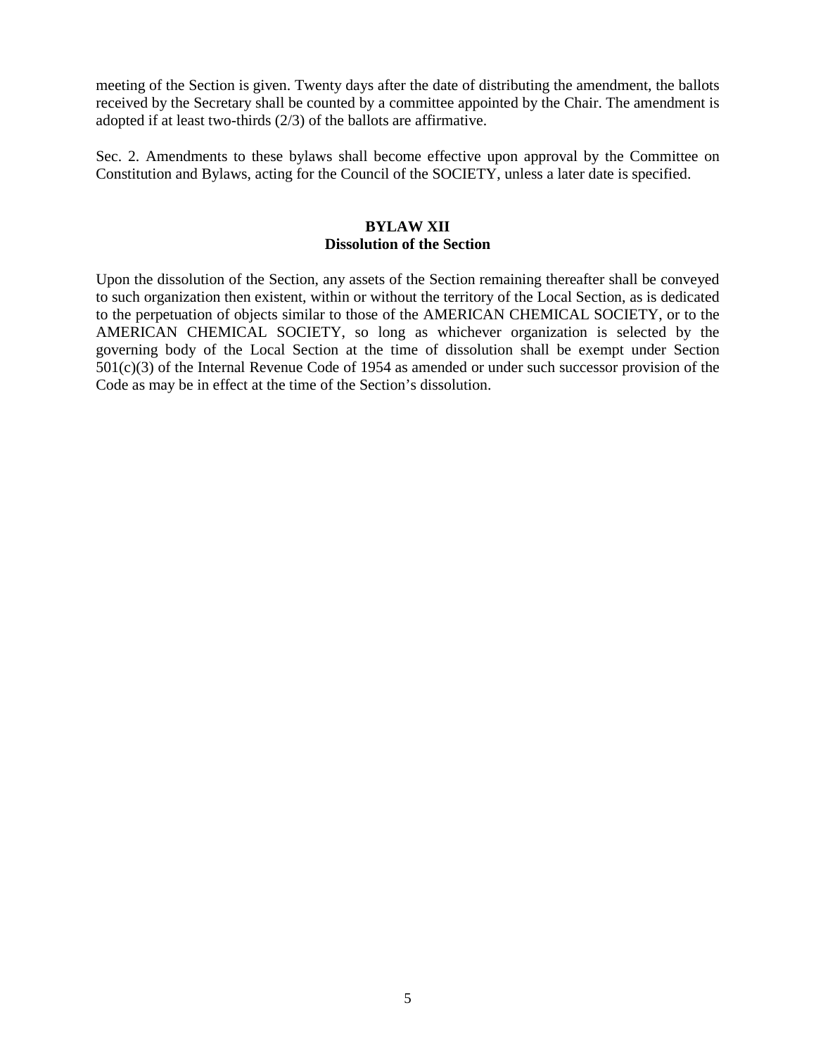meeting of the Section is given. Twenty days after the date of distributing the amendment, the ballots received by the Secretary shall be counted by a committee appointed by the Chair. The amendment is adopted if at least two-thirds (2/3) of the ballots are affirmative.

Sec. 2. Amendments to these bylaws shall become effective upon approval by the Committee on Constitution and Bylaws, acting for the Council of the SOCIETY, unless a later date is specified.

## BYLAW XII
## Dissolution of the Section

Upon the dissolution of the Section, any assets of the Section remaining thereafter shall be conveyed to such organization then existent, within or without the territory of the Local Section, as is dedicated to the perpetuation of objects similar to those of the AMERICAN CHEMICAL SOCIETY, or to the AMERICAN CHEMICAL SOCIETY, so long as whichever organization is selected by the governing body of the Local Section at the time of dissolution shall be exempt under Section 501(c)(3) of the Internal Revenue Code of 1954 as amended or under such successor provision of the Code as may be in effect at the time of the Section's dissolution.